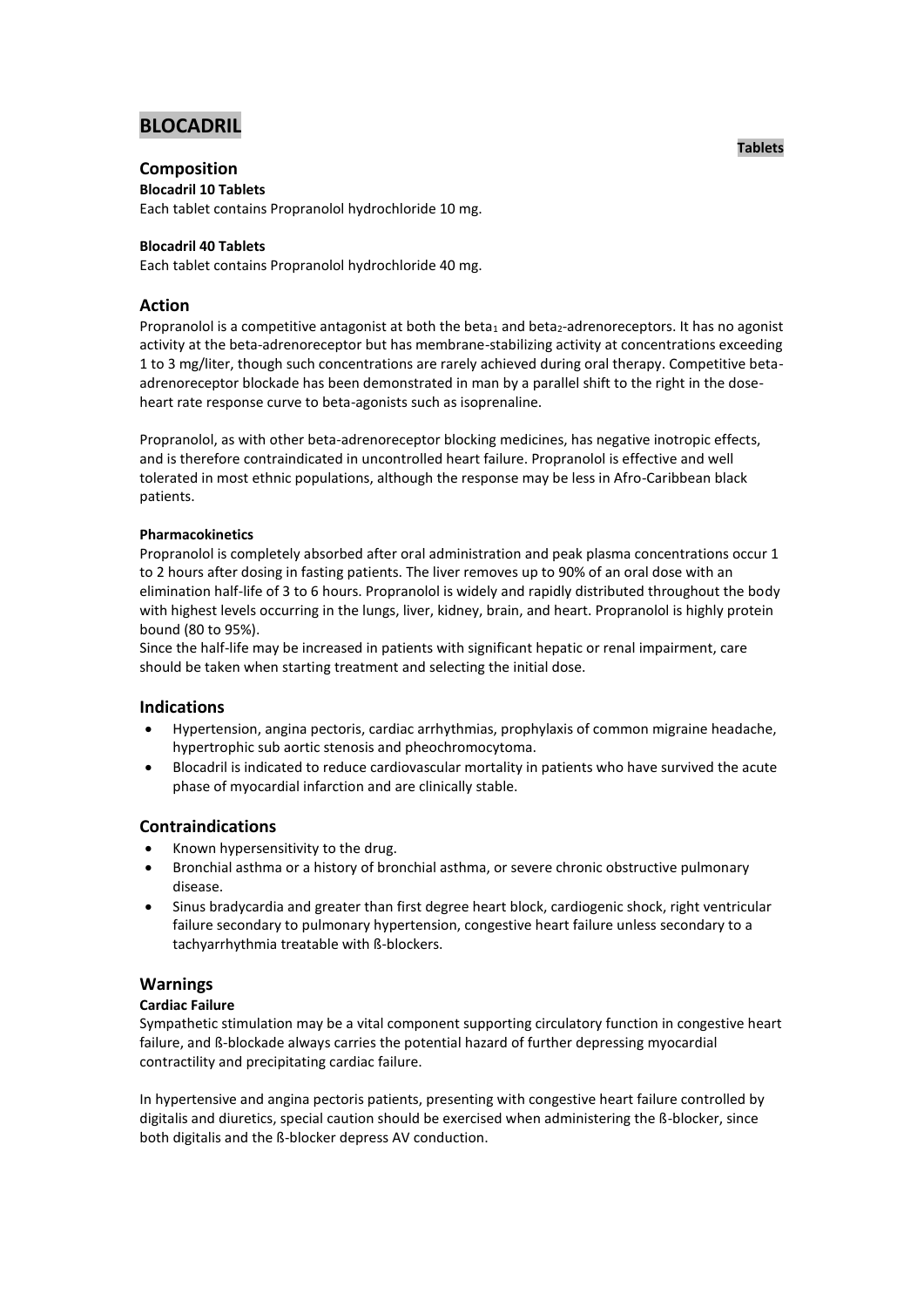# BLOCADRIL

**Tablets**

## Composition

**Blocadril 10 Tablets**

Each tablet contains Propranolol hydrochloride 10 mg.

**Blocadril 40 Tablets**

Each tablet contains Propranolol hydrochloride 40 mg.

## Action

Propranolol is a competitive antagonist at both the $beta_1$ and $beta_2$-adrenoreceptors. It has no agonist activity at the beta-adrenoreceptor but has membrane-stabilizing activity at concentrations exceeding 1 to 3 mg/liter, though such concentrations are rarely achieved during oral therapy. Competitive beta-adrenoreceptor blockade has been demonstrated in man by a parallel shift to the right in the dose-heart rate response curve to beta-agonists such as isoprenaline.

Propranolol, as with other beta-adrenoreceptor blocking medicines, has negative inotropic effects, and is therefore contraindicated in uncontrolled heart failure. Propranolol is effective and well tolerated in most ethnic populations, although the response may be less in Afro-Caribbean black patients.

#### Pharmacokinetics

Propranolol is completely absorbed after oral administration and peak plasma concentrations occur 1 to 2 hours after dosing in fasting patients. The liver removes up to 90% of an oral dose with an elimination half-life of 3 to 6 hours. Propranolol is widely and rapidly distributed throughout the body with highest levels occurring in the lungs, liver, kidney, brain, and heart. Propranolol is highly protein bound (80 to 95%).

Since the half-life may be increased in patients with significant hepatic or renal impairment, care should be taken when starting treatment and selecting the initial dose.

## Indications

- Hypertension, angina pectoris, cardiac arrhythmias, prophylaxis of common migraine headache, hypertrophic sub aortic stenosis and pheochromocytoma.
- Blocadril is indicated to reduce cardiovascular mortality in patients who have survived the acute phase of myocardial infarction and are clinically stable.

## Contraindications

- Known hypersensitivity to the drug.
- Bronchial asthma or a history of bronchial asthma, or severe chronic obstructive pulmonary disease.
- Sinus bradycardia and greater than first degree heart block, cardiogenic shock, right ventricular failure secondary to pulmonary hypertension, congestive heart failure unless secondary to a tachyarrhythmia treatable with ß-blockers.

## Warnings

#### Cardiac Failure

Sympathetic stimulation may be a vital component supporting circulatory function in congestive heart failure, and ß-blockade always carries the potential hazard of further depressing myocardial contractility and precipitating cardiac failure.

In hypertensive and angina pectoris patients, presenting with congestive heart failure controlled by digitalis and diuretics, special caution should be exercised when administering the ß-blocker, since both digitalis and the ß-blocker depress AV conduction.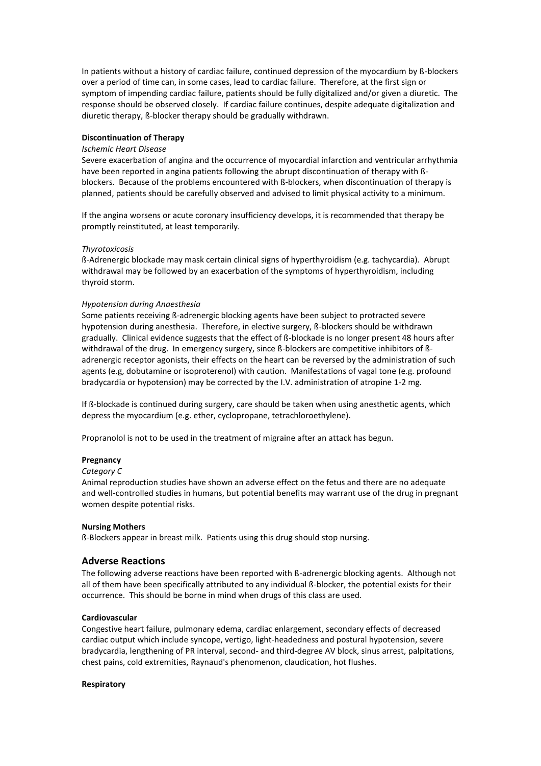In patients without a history of cardiac failure, continued depression of the myocardium by ß-blockers over a period of time can, in some cases, lead to cardiac failure. Therefore, at the first sign or symptom of impending cardiac failure, patients should be fully digitalized and/or given a diuretic. The response should be observed closely. If cardiac failure continues, despite adequate digitalization and diuretic therapy, ß-blocker therapy should be gradually withdrawn.

**Discontinuation of Therapy**

*Ischemic Heart Disease*

Severe exacerbation of angina and the occurrence of myocardial infarction and ventricular arrhythmia have been reported in angina patients following the abrupt discontinuation of therapy with ß-blockers. Because of the problems encountered with ß-blockers, when discontinuation of therapy is planned, patients should be carefully observed and advised to limit physical activity to a minimum.

If the angina worsens or acute coronary insufficiency develops, it is recommended that therapy be promptly reinstituted, at least temporarily.

*Thyrotoxicosis*

ß-Adrenergic blockade may mask certain clinical signs of hyperthyroidism (e.g. tachycardia). Abrupt withdrawal may be followed by an exacerbation of the symptoms of hyperthyroidism, including thyroid storm.

*Hypotension during Anaesthesia*

Some patients receiving ß-adrenergic blocking agents have been subject to protracted severe hypotension during anesthesia. Therefore, in elective surgery, ß-blockers should be withdrawn gradually. Clinical evidence suggests that the effect of ß-blockade is no longer present 48 hours after withdrawal of the drug. In emergency surgery, since ß-blockers are competitive inhibitors of ß-adrenergic receptor agonists, their effects on the heart can be reversed by the administration of such agents (e.g, dobutamine or isoproterenol) with caution. Manifestations of vagal tone (e.g. profound bradycardia or hypotension) may be corrected by the I.V. administration of atropine 1-2 mg.

If ß-blockade is continued during surgery, care should be taken when using anesthetic agents, which depress the myocardium (e.g. ether, cyclopropane, tetrachloroethylene).

Propranolol is not to be used in the treatment of migraine after an attack has begun.

**Pregnancy**

*Category C*

Animal reproduction studies have shown an adverse effect on the fetus and there are no adequate and well-controlled studies in humans, but potential benefits may warrant use of the drug in pregnant women despite potential risks.

**Nursing Mothers**

ß-Blockers appear in breast milk. Patients using this drug should stop nursing.

## Adverse Reactions

The following adverse reactions have been reported with ß-adrenergic blocking agents. Although not all of them have been specifically attributed to any individual ß-blocker, the potential exists for their occurrence. This should be borne in mind when drugs of this class are used.

**Cardiovascular**

Congestive heart failure, pulmonary edema, cardiac enlargement, secondary effects of decreased cardiac output which include syncope, vertigo, light-headedness and postural hypotension, severe bradycardia, lengthening of PR interval, second- and third-degree AV block, sinus arrest, palpitations, chest pains, cold extremities, Raynaud's phenomenon, claudication, hot flushes.

**Respiratory**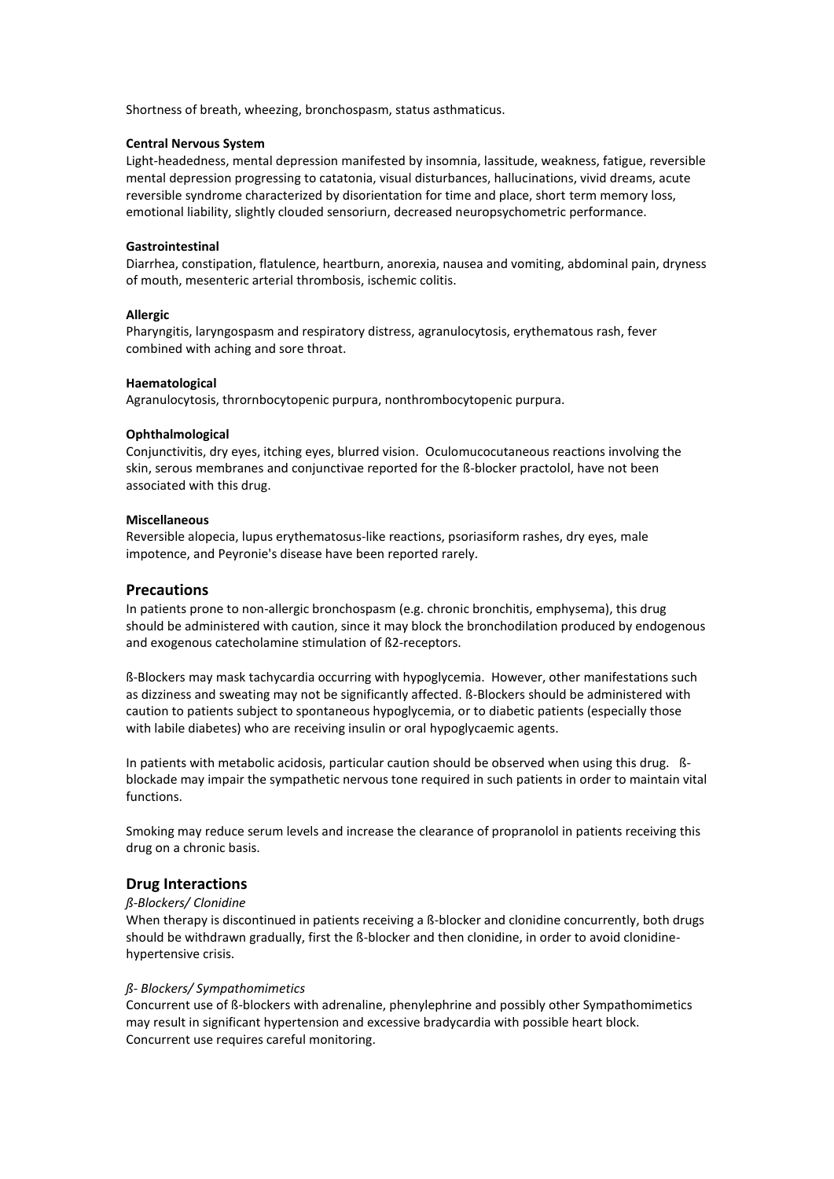Shortness of breath, wheezing, bronchospasm, status asthmaticus.

**Central Nervous System**

Light-headedness, mental depression manifested by insomnia, lassitude, weakness, fatigue, reversible mental depression progressing to catatonia, visual disturbances, hallucinations, vivid dreams, acute reversible syndrome characterized by disorientation for time and place, short term memory loss, emotional liability, slightly clouded sensoriurn, decreased neuropsychometric performance.

**Gastrointestinal**

Diarrhea, constipation, flatulence, heartburn, anorexia, nausea and vomiting, abdominal pain, dryness of mouth, mesenteric arterial thrombosis, ischemic colitis.

**Allergic**

Pharyngitis, laryngospasm and respiratory distress, agranulocytosis, erythematous rash, fever combined with aching and sore throat.

**Haematological**

Agranulocytosis, thrornbocytopenic purpura, nonthrombocytopenic purpura.

**Ophthalmological**

Conjunctivitis, dry eyes, itching eyes, blurred vision. Oculomucocutaneous reactions involving the skin, serous membranes and conjunctivae reported for the ß-blocker practolol, have not been associated with this drug.

**Miscellaneous**

Reversible alopecia, lupus erythematosus-like reactions, psoriasiform rashes, dry eyes, male impotence, and Peyronie's disease have been reported rarely.

## Precautions

In patients prone to non-allergic bronchospasm (e.g. chronic bronchitis, emphysema), this drug should be administered with caution, since it may block the bronchodilation produced by endogenous and exogenous catecholamine stimulation of ß2-receptors.

ß-Blockers may mask tachycardia occurring with hypoglycemia. However, other manifestations such as dizziness and sweating may not be significantly affected. ß-Blockers should be administered with caution to patients subject to spontaneous hypoglycemia, or to diabetic patients (especially those with labile diabetes) who are receiving insulin or oral hypoglycaemic agents.

In patients with metabolic acidosis, particular caution should be observed when using this drug. ß-blockade may impair the sympathetic nervous tone required in such patients in order to maintain vital functions.

Smoking may reduce serum levels and increase the clearance of propranolol in patients receiving this drug on a chronic basis.

## Drug Interactions

*ß-Blockers/ Clonidine*

When therapy is discontinued in patients receiving a ß-blocker and clonidine concurrently, both drugs should be withdrawn gradually, first the ß-blocker and then clonidine, in order to avoid clonidine-hypertensive crisis.

*ß- Blockers/ Sympathomimetics*

Concurrent use of ß-blockers with adrenaline, phenylephrine and possibly other Sympathomimetics may result in significant hypertension and excessive bradycardia with possible heart block. Concurrent use requires careful monitoring.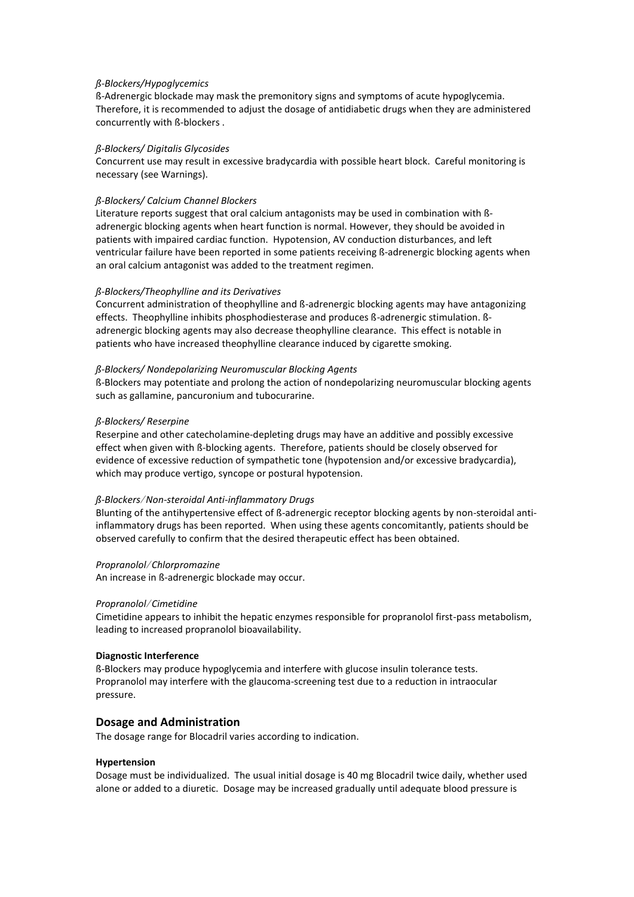*ß-Blockers/Hypoglycemics*

ß-Adrenergic blockade may mask the premonitory signs and symptoms of acute hypoglycemia. Therefore, it is recommended to adjust the dosage of antidiabetic drugs when they are administered concurrently with ß-blockers .

*ß-Blockers/ Digitalis Glycosides*

Concurrent use may result in excessive bradycardia with possible heart block. Careful monitoring is necessary (see Warnings).

*ß-Blockers/ Calcium Channel Blockers*

Literature reports suggest that oral calcium antagonists may be used in combination with ß-adrenergic blocking agents when heart function is normal. However, they should be avoided in patients with impaired cardiac function. Hypotension, AV conduction disturbances, and left ventricular failure have been reported in some patients receiving ß-adrenergic blocking agents when an oral calcium antagonist was added to the treatment regimen.

*ß-Blockers/Theophylline and its Derivatives*

Concurrent administration of theophylline and ß-adrenergic blocking agents may have antagonizing effects. Theophylline inhibits phosphodiesterase and produces ß-adrenergic stimulation. ß-adrenergic blocking agents may also decrease theophylline clearance. This effect is notable in patients who have increased theophylline clearance induced by cigarette smoking.

*ß-Blockers/ Nondepolarizing Neuromuscular Blocking Agents*

ß-Blockers may potentiate and prolong the action of nondepolarizing neuromuscular blocking agents such as gallamine, pancuronium and tubocurarine.

*ß-Blockers/ Reserpine*

Reserpine and other catecholamine-depleting drugs may have an additive and possibly excessive effect when given with ß-blocking agents. Therefore, patients should be closely observed for evidence of excessive reduction of sympathetic tone (hypotension and/or excessive bradycardia), which may produce vertigo, syncope or postural hypotension.

*ß-Blockers/Non-steroidal Anti-inflammatory Drugs*

Blunting of the antihypertensive effect of ß-adrenergic receptor blocking agents by non-steroidal anti-inflammatory drugs has been reported. When using these agents concomitantly, patients should be observed carefully to confirm that the desired therapeutic effect has been obtained.

*Propranolol/Chlorpromazine*

An increase in ß-adrenergic blockade may occur.

*Propranolol/Cimetidine*

Cimetidine appears to inhibit the hepatic enzymes responsible for propranolol first-pass metabolism, leading to increased propranolol bioavailability.

**Diagnostic Interference**

ß-Blockers may produce hypoglycemia and interfere with glucose insulin tolerance tests. Propranolol may interfere with the glaucoma-screening test due to a reduction in intraocular pressure.

## Dosage and Administration

The dosage range for Blocadril varies according to indication.

**Hypertension**

Dosage must be individualized. The usual initial dosage is 40 mg Blocadril twice daily, whether used alone or added to a diuretic. Dosage may be increased gradually until adequate blood pressure is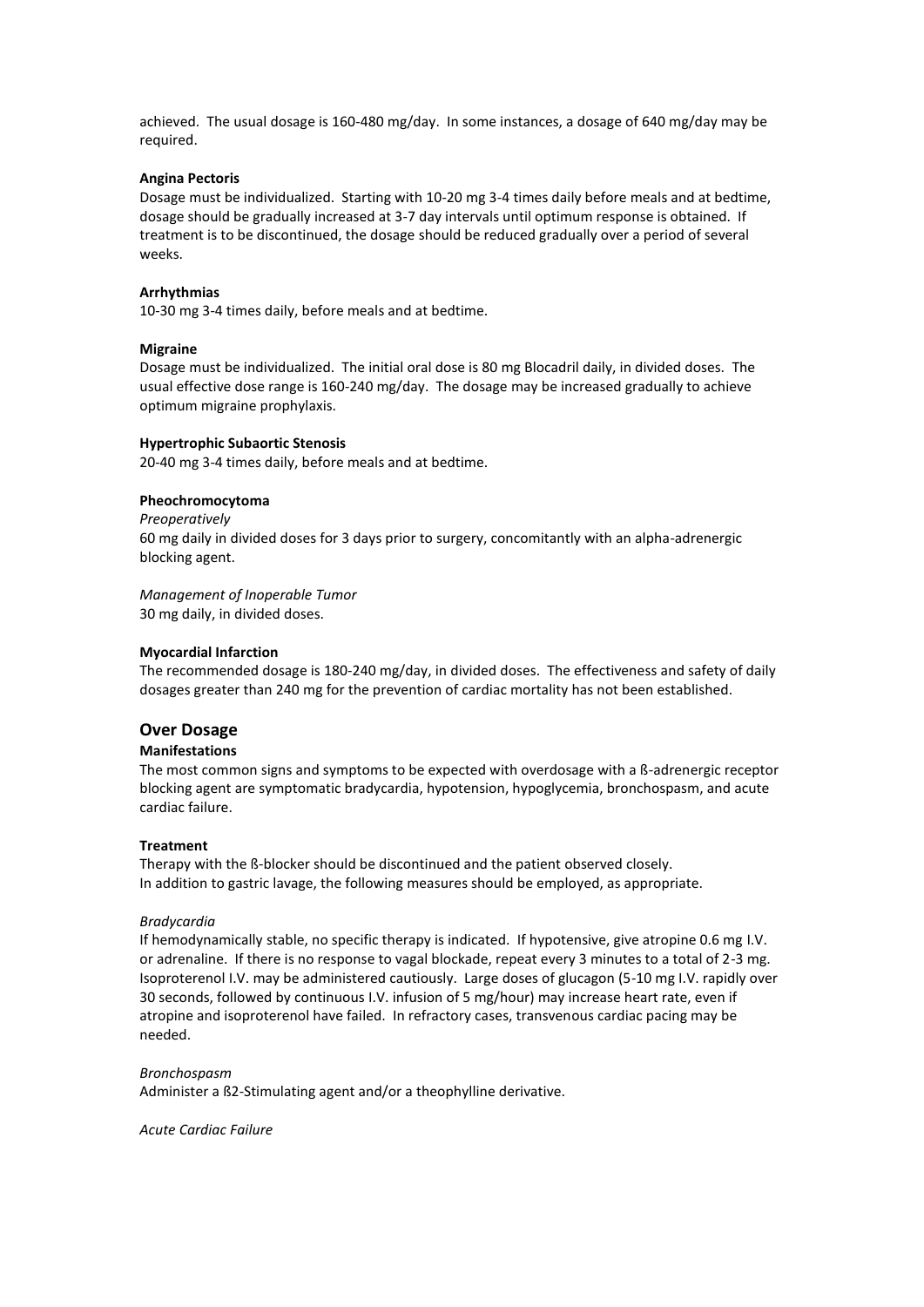achieved. The usual dosage is 160-480 mg/day. In some instances, a dosage of 640 mg/day may be required.

**Angina Pectoris**

Dosage must be individualized. Starting with 10-20 mg 3-4 times daily before meals and at bedtime, dosage should be gradually increased at 3-7 day intervals until optimum response is obtained. If treatment is to be discontinued, the dosage should be reduced gradually over a period of several weeks.

**Arrhythmias**

10-30 mg 3-4 times daily, before meals and at bedtime.

**Migraine**

Dosage must be individualized. The initial oral dose is 80 mg Blocadril daily, in divided doses. The usual effective dose range is 160-240 mg/day. The dosage may be increased gradually to achieve optimum migraine prophylaxis.

**Hypertrophic Subaortic Stenosis**

20-40 mg 3-4 times daily, before meals and at bedtime.

**Pheochromocytoma**

*Preoperatively*

60 mg daily in divided doses for 3 days prior to surgery, concomitantly with an alpha-adrenergic blocking agent.

*Management of Inoperable Tumor*

30 mg daily, in divided doses.

**Myocardial Infarction**

The recommended dosage is 180-240 mg/day, in divided doses. The effectiveness and safety of daily dosages greater than 240 mg for the prevention of cardiac mortality has not been established.

## Over Dosage

**Manifestations**

The most common signs and symptoms to be expected with overdosage with a ß-adrenergic receptor blocking agent are symptomatic bradycardia, hypotension, hypoglycemia, bronchospasm, and acute cardiac failure.

**Treatment**

Therapy with the ß-blocker should be discontinued and the patient observed closely.
In addition to gastric lavage, the following measures should be employed, as appropriate.

*Bradycardia*

If hemodynamically stable, no specific therapy is indicated. If hypotensive, give atropine 0.6 mg I.V. or adrenaline. If there is no response to vagal blockade, repeat every 3 minutes to a total of 2-3 mg. Isoproterenol I.V. may be administered cautiously. Large doses of glucagon (5-10 mg I.V. rapidly over 30 seconds, followed by continuous I.V. infusion of 5 mg/hour) may increase heart rate, even if atropine and isoproterenol have failed. In refractory cases, transvenous cardiac pacing may be needed.

*Bronchospasm*

Administer a ß2-Stimulating agent and/or a theophylline derivative.

*Acute Cardiac Failure*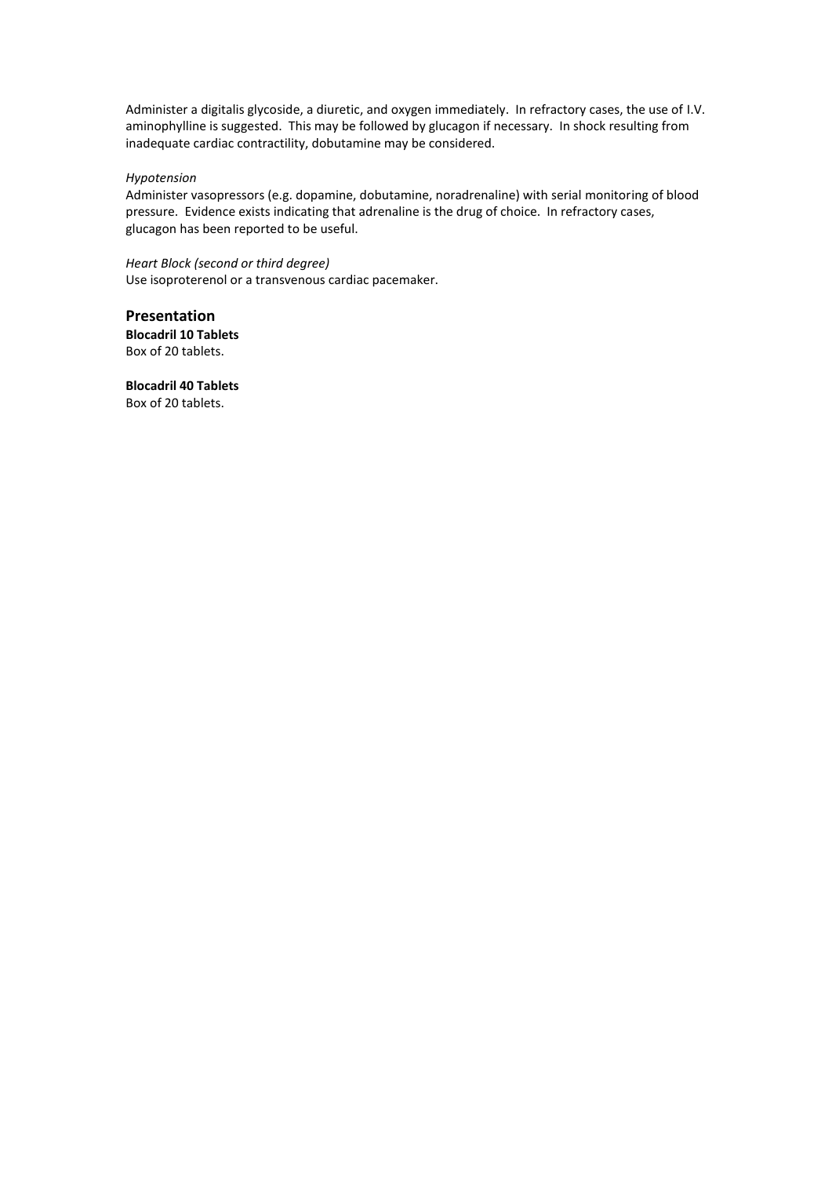Administer a digitalis glycoside, a diuretic, and oxygen immediately. In refractory cases, the use of I.V. aminophylline is suggested. This may be followed by glucagon if necessary. In shock resulting from inadequate cardiac contractility, dobutamine may be considered.

*Hypotension*
Administer vasopressors (e.g. dopamine, dobutamine, noradrenaline) with serial monitoring of blood pressure. Evidence exists indicating that adrenaline is the drug of choice. In refractory cases, glucagon has been reported to be useful.

*Heart Block (second or third degree)*
Use isoproterenol or a transvenous cardiac pacemaker.

## Presentation

**Blocadril 10 Tablets**
Box of 20 tablets.

**Blocadril 40 Tablets**
Box of 20 tablets.